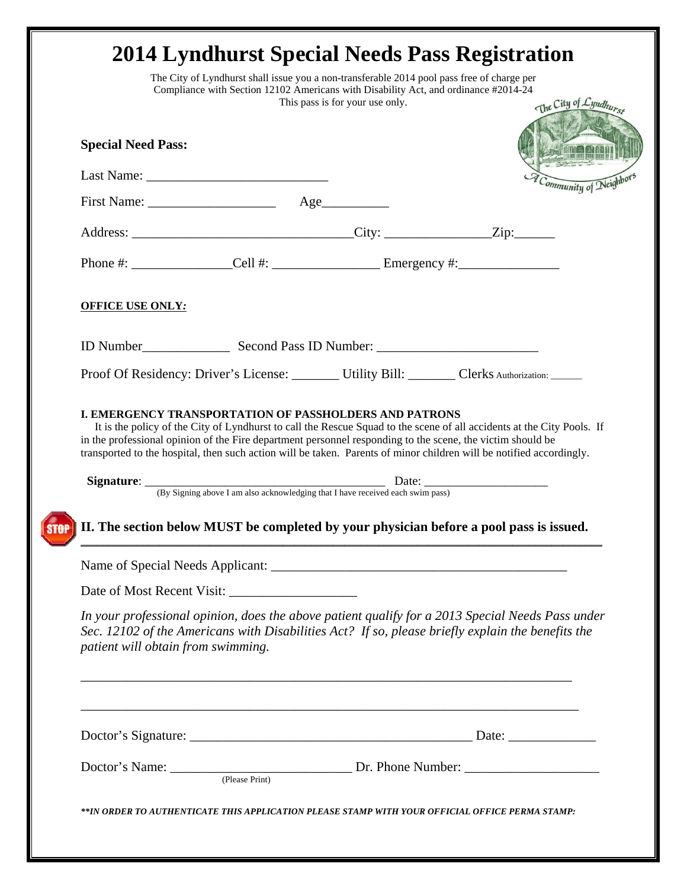# 2014 Lyndhurst Special Needs Pass Registration

The City of Lyndhurst shall issue you a non-transferable 2014 pool pass free of charge per Compliance with Section 12102 Americans with Disability Act, and ordinance #2014-24
This pass is for your use only.

The City of Lyndhurst
A Community of Neighbors

**Special Need Pass:**

Last Name: ___________________________

First Name: ___________________ Age__________

Address: ________________________________City: _______________Zip:______

Phone #: _______________Cell #: ________________ Emergency #:_______________

**OFFICE USE ONLY:**

ID Number_____________ Second Pass ID Number: ________________________

Proof Of Residency: Driver's License: _______ Utility Bill: _______ Clerks Authorization: ______

**I. EMERGENCY TRANSPORTATION OF PASSHOLDERS AND PATRONS**

It is the policy of the City of Lyndhurst to call the Rescue Squad to the scene of all accidents at the City Pools. If in the professional opinion of the Fire department personnel responding to the scene, the victim should be transported to the hospital, then such action will be taken. Parents of minor children will be notified accordingly.

**Signature**: ____________________________________ Date: ____________________
(By Signing above I am also acknowledging that I have received each swim pass)

STOP **II. The section below MUST be completed by your physician before a pool pass is issued.**

Name of Special Needs Applicant: ____________________________________________

Date of Most Recent Visit: ___________________

*In your professional opinion, does the above patient qualify for a 2013 Special Needs Pass under Sec. 12102 of the Americans with Disabilities Act? If so, please briefly explain the benefits the patient will obtain from swimming.*

___________________________________________________________________________

___________________________________________________________________________

Doctor's Signature: __________________________________________ Date: _____________

Doctor's Name: ___________________________ Dr. Phone Number: ____________________
(Please Print)

***\*\*IN ORDER TO AUTHENTICATE THIS APPLICATION PLEASE STAMP WITH YOUR OFFICIAL OFFICE PERMA STAMP:***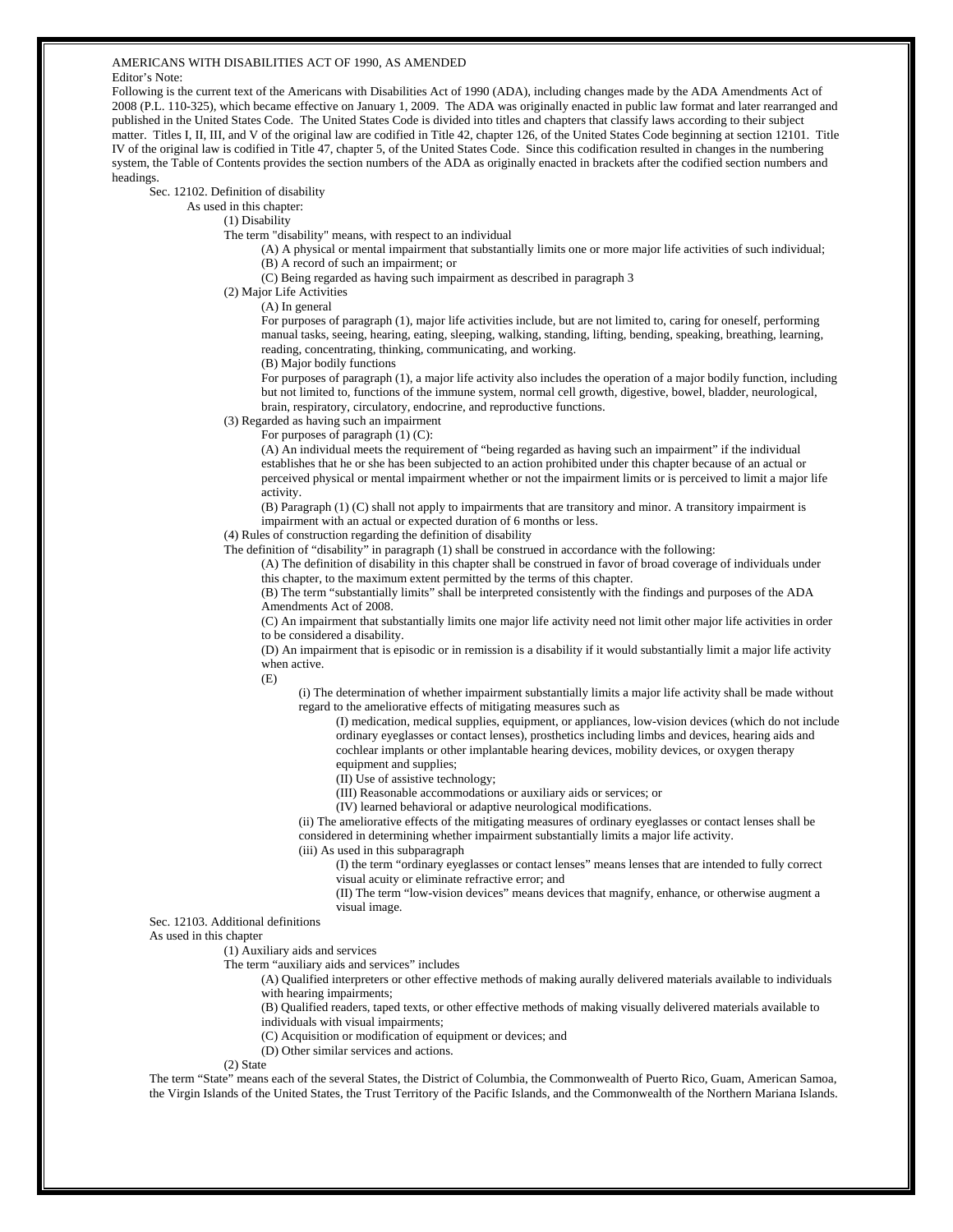AMERICANS WITH DISABILITIES ACT OF 1990, AS AMENDED

Editor's Note:

Following is the current text of the Americans with Disabilities Act of 1990 (ADA), including changes made by the ADA Amendments Act of 2008 (P.L. 110-325), which became effective on January 1, 2009. The ADA was originally enacted in public law format and later rearranged and published in the United States Code. The United States Code is divided into titles and chapters that classify laws according to their subject matter. Titles I, II, III, and V of the original law are codified in Title 42, chapter 126, of the United States Code beginning at section 12101. Title IV of the original law is codified in Title 47, chapter 5, of the United States Code. Since this codification resulted in changes in the numbering system, the Table of Contents provides the section numbers of the ADA as originally enacted in brackets after the codified section numbers and headings.

Sec. 12102. Definition of disability

As used in this chapter:

(1) Disability

The term "disability" means, with respect to an individual

(A) A physical or mental impairment that substantially limits one or more major life activities of such individual;

(B) A record of such an impairment; or

(C) Being regarded as having such impairment as described in paragraph 3

(2) Major Life Activities

(A) In general

For purposes of paragraph (1), major life activities include, but are not limited to, caring for oneself, performing manual tasks, seeing, hearing, eating, sleeping, walking, standing, lifting, bending, speaking, breathing, learning, reading, concentrating, thinking, communicating, and working.

(B) Major bodily functions

For purposes of paragraph (1), a major life activity also includes the operation of a major bodily function, including but not limited to, functions of the immune system, normal cell growth, digestive, bowel, bladder, neurological, brain, respiratory, circulatory, endocrine, and reproductive functions.

(3) Regarded as having such an impairment

For purposes of paragraph (1) (C):

(A) An individual meets the requirement of "being regarded as having such an impairment" if the individual establishes that he or she has been subjected to an action prohibited under this chapter because of an actual or perceived physical or mental impairment whether or not the impairment limits or is perceived to limit a major life activity.

(B) Paragraph (1) (C) shall not apply to impairments that are transitory and minor. A transitory impairment is impairment with an actual or expected duration of 6 months or less.

(4) Rules of construction regarding the definition of disability

The definition of "disability" in paragraph (1) shall be construed in accordance with the following:

(A) The definition of disability in this chapter shall be construed in favor of broad coverage of individuals under this chapter, to the maximum extent permitted by the terms of this chapter.

(B) The term "substantially limits" shall be interpreted consistently with the findings and purposes of the ADA Amendments Act of 2008.

(C) An impairment that substantially limits one major life activity need not limit other major life activities in order to be considered a disability.

(D) An impairment that is episodic or in remission is a disability if it would substantially limit a major life activity when active.

(E)

(i) The determination of whether impairment substantially limits a major life activity shall be made without regard to the ameliorative effects of mitigating measures such as

(I) medication, medical supplies, equipment, or appliances, low-vision devices (which do not include ordinary eyeglasses or contact lenses), prosthetics including limbs and devices, hearing aids and cochlear implants or other implantable hearing devices, mobility devices, or oxygen therapy equipment and supplies;

(II) Use of assistive technology;

(III) Reasonable accommodations or auxiliary aids or services; or

(IV) learned behavioral or adaptive neurological modifications.

(ii) The ameliorative effects of the mitigating measures of ordinary eyeglasses or contact lenses shall be considered in determining whether impairment substantially limits a major life activity.

(iii) As used in this subparagraph

(I) the term "ordinary eyeglasses or contact lenses" means lenses that are intended to fully correct visual acuity or eliminate refractive error; and

(II) The term "low-vision devices" means devices that magnify, enhance, or otherwise augment a visual image.

Sec. 12103. Additional definitions

As used in this chapter

(1) Auxiliary aids and services

The term "auxiliary aids and services" includes

(A) Qualified interpreters or other effective methods of making aurally delivered materials available to individuals with hearing impairments;

(B) Qualified readers, taped texts, or other effective methods of making visually delivered materials available to individuals with visual impairments;

(C) Acquisition or modification of equipment or devices; and

(D) Other similar services and actions.

(2) State

The term "State" means each of the several States, the District of Columbia, the Commonwealth of Puerto Rico, Guam, American Samoa, the Virgin Islands of the United States, the Trust Territory of the Pacific Islands, and the Commonwealth of the Northern Mariana Islands.